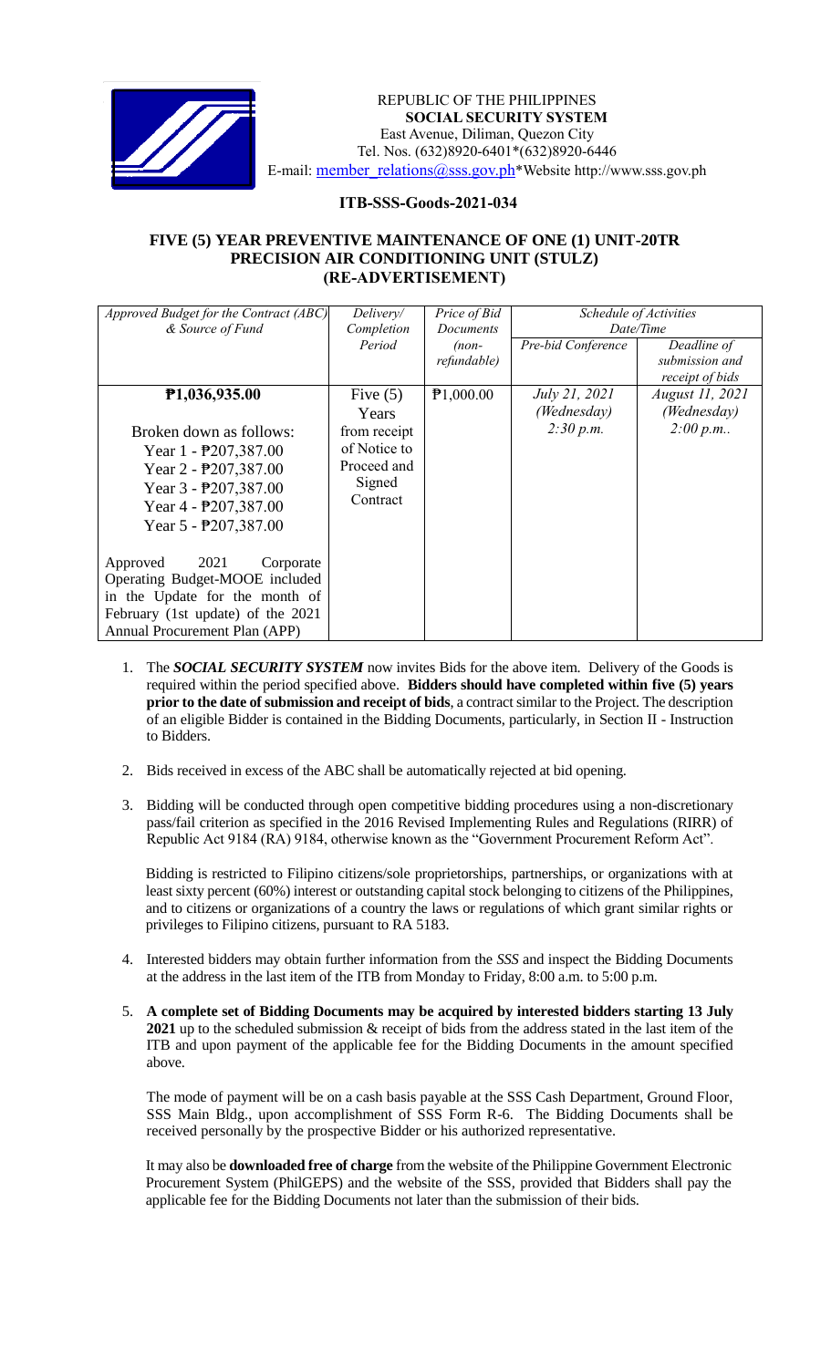REPUBLIC OF THE PHILIPPINES
**SOCIAL SECURITY SYSTEM**
East Avenue, Diliman, Quezon City
Tel. Nos. (632)8920-6401*(632)8920-6446
E-mail: member_relations@sss.gov.ph*Website http://www.sss.gov.ph

## ITB-SSS-Goods-2021-034

## FIVE (5) YEAR PREVENTIVE MAINTENANCE OF ONE (1) UNIT-20TR PRECISION AIR CONDITIONING UNIT (STULZ) (RE-ADVERTISEMENT)

| *Approved Budget for the Contract (ABC) & Source of Fund* | *Delivery/ Completion Period* | *Price of Bid Documents (non-refundable)* | *Schedule of Activities Date/Time* | |
|---|---|---|---|---|
| | | | *Pre-bid Conference* | *Deadline of submission and receipt of bids* |
| **₱1,036,935.00**<br><br>Broken down as follows:<br>Year 1 - ₱207,387.00<br>Year 2 - ₱207,387.00<br>Year 3 - ₱207,387.00<br>Year 4 - ₱207,387.00<br>Year 5 - ₱207,387.00<br><br>Approved 2021 Corporate Operating Budget-MOOE included in the Update for the month of February (1st update) of the 2021 Annual Procurement Plan (APP) | Five (5) Years from receipt of Notice to Proceed and Signed Contract | ₱1,000.00 | *July 21, 2021 (Wednesday) 2:30 p.m.* | *August 11, 2021 (Wednesday) 2:00 p.m..* |

1. The ***SOCIAL SECURITY SYSTEM*** now invites Bids for the above item. Delivery of the Goods is required within the period specified above. **Bidders should have completed within five (5) years prior to the date of submission and receipt of bids**, a contract similar to the Project. The description of an eligible Bidder is contained in the Bidding Documents, particularly, in Section II - Instruction to Bidders.

2. Bids received in excess of the ABC shall be automatically rejected at bid opening.

3. Bidding will be conducted through open competitive bidding procedures using a non-discretionary pass/fail criterion as specified in the 2016 Revised Implementing Rules and Regulations (RIRR) of Republic Act 9184 (RA) 9184, otherwise known as the "Government Procurement Reform Act".

   Bidding is restricted to Filipino citizens/sole proprietorships, partnerships, or organizations with at least sixty percent (60%) interest or outstanding capital stock belonging to citizens of the Philippines, and to citizens or organizations of a country the laws or regulations of which grant similar rights or privileges to Filipino citizens, pursuant to RA 5183.

4. Interested bidders may obtain further information from the *SSS* and inspect the Bidding Documents at the address in the last item of the ITB from Monday to Friday, 8:00 a.m. to 5:00 p.m.

5. **A complete set of Bidding Documents may be acquired by interested bidders starting 13 July 2021** up to the scheduled submission & receipt of bids from the address stated in the last item of the ITB and upon payment of the applicable fee for the Bidding Documents in the amount specified above.

   The mode of payment will be on a cash basis payable at the SSS Cash Department, Ground Floor, SSS Main Bldg., upon accomplishment of SSS Form R-6. The Bidding Documents shall be received personally by the prospective Bidder or his authorized representative.

   It may also be **downloaded free of charge** from the website of the Philippine Government Electronic Procurement System (PhilGEPS) and the website of the SSS, provided that Bidders shall pay the applicable fee for the Bidding Documents not later than the submission of their bids.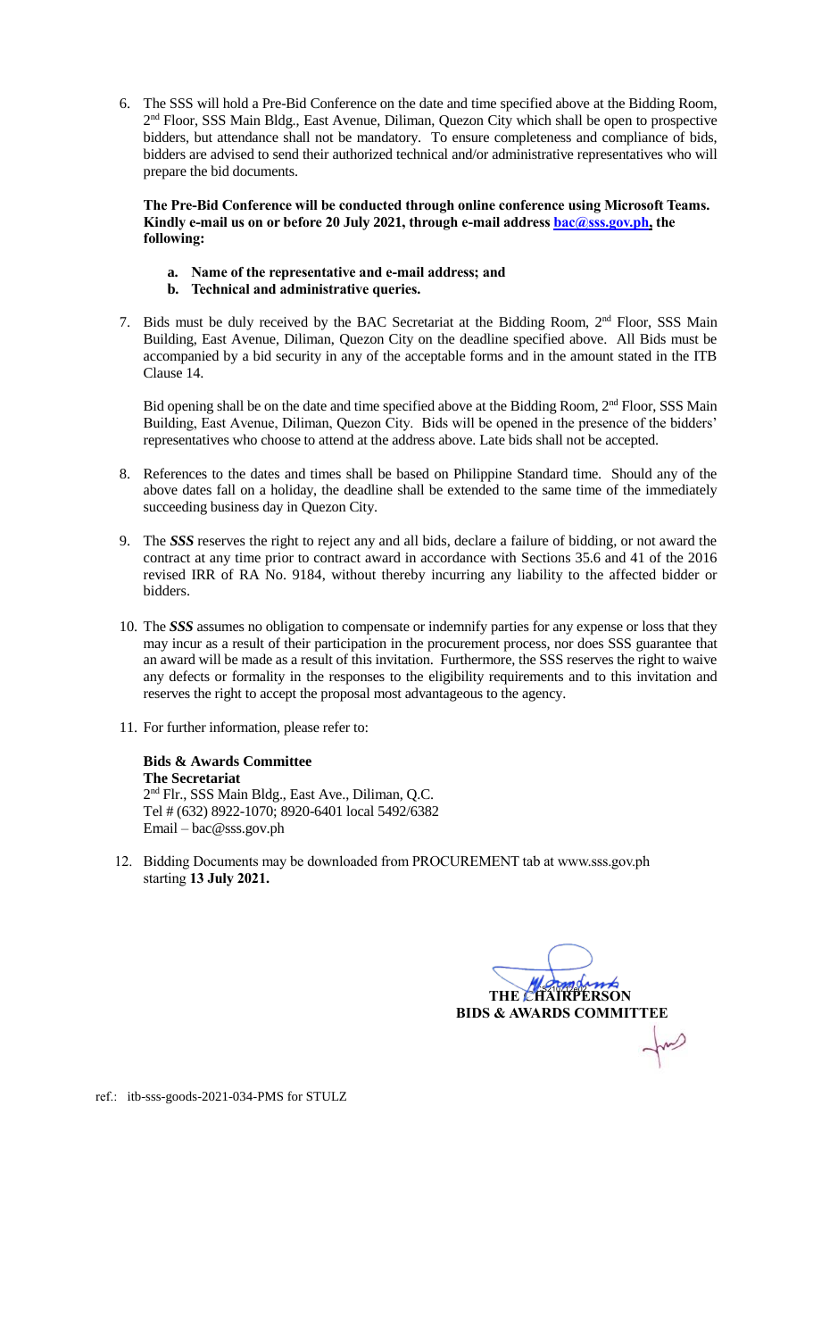6. The SSS will hold a Pre-Bid Conference on the date and time specified above at the Bidding Room, 2nd Floor, SSS Main Bldg., East Avenue, Diliman, Quezon City which shall be open to prospective bidders, but attendance shall not be mandatory. To ensure completeness and compliance of bids, bidders are advised to send their authorized technical and/or administrative representatives who will prepare the bid documents.

   **The Pre-Bid Conference will be conducted through online conference using Microsoft Teams. Kindly e-mail us on or before 20 July 2021, through e-mail address bac@sss.gov.ph, the following:**

   **a. Name of the representative and e-mail address; and**
   **b. Technical and administrative queries.**

7. Bids must be duly received by the BAC Secretariat at the Bidding Room, 2nd Floor, SSS Main Building, East Avenue, Diliman, Quezon City on the deadline specified above. All Bids must be accompanied by a bid security in any of the acceptable forms and in the amount stated in the ITB Clause 14.

   Bid opening shall be on the date and time specified above at the Bidding Room, 2nd Floor, SSS Main Building, East Avenue, Diliman, Quezon City. Bids will be opened in the presence of the bidders' representatives who choose to attend at the address above. Late bids shall not be accepted.

8. References to the dates and times shall be based on Philippine Standard time. Should any of the above dates fall on a holiday, the deadline shall be extended to the same time of the immediately succeeding business day in Quezon City.

9. The ***SSS*** reserves the right to reject any and all bids, declare a failure of bidding, or not award the contract at any time prior to contract award in accordance with Sections 35.6 and 41 of the 2016 revised IRR of RA No. 9184, without thereby incurring any liability to the affected bidder or bidders.

10. The ***SSS*** assumes no obligation to compensate or indemnify parties for any expense or loss that they may incur as a result of their participation in the procurement process, nor does SSS guarantee that an award will be made as a result of this invitation. Furthermore, the SSS reserves the right to waive any defects or formality in the responses to the eligibility requirements and to this invitation and reserves the right to accept the proposal most advantageous to the agency.

11. For further information, please refer to:

    **Bids & Awards Committee**
    **The Secretariat**
    2nd Flr., SSS Main Bldg., East Ave., Diliman, Q.C.
    Tel # (632) 8922-1070; 8920-6401 local 5492/6382
    Email – bac@sss.gov.ph

12. Bidding Documents may be downloaded from PROCUREMENT tab at www.sss.gov.ph starting **13 July 2021.**

**THE CHAIRPERSON**
**BIDS & AWARDS COMMITTEE**

ref.: itb-sss-goods-2021-034-PMS for STULZ